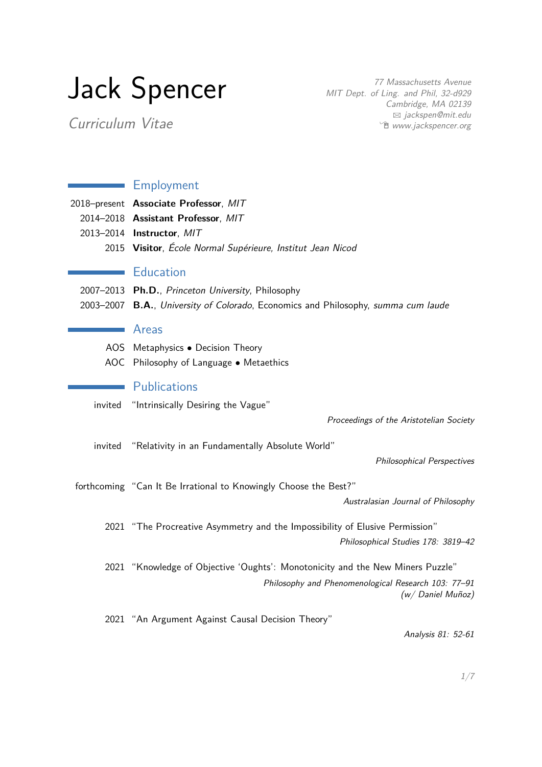# Jack Spencer

*Curriculum Vitae*

*77 Massachusetts Avenue*
*MIT Dept. of Ling. and Phil, 32-d929*
*Cambridge, MA 02139*
*jackspen@mit.edu*
*www.jackspencer.org*

## Employment

2018–present **Associate Professor**, *MIT*

2014–2018 **Assistant Professor**, *MIT*

2013–2014 **Instructor**, *MIT*

2015 **Visitor**, *École Normal Supérieure, Institut Jean Nicod*

## Education

2007–2013 **Ph.D.**, *Princeton University*, Philosophy

2003–2007 **B.A.**, *University of Colorado*, Economics and Philosophy, *summa cum laude*

## Areas

AOS Metaphysics • Decision Theory

AOC Philosophy of Language • Metaethics

## Publications

invited "Intrinsically Desiring the Vague"
*Proceedings of the Aristotelian Society*

invited "Relativity in an Fundamentally Absolute World"
*Philosophical Perspectives*

forthcoming "Can It Be Irrational to Knowingly Choose the Best?"
*Australasian Journal of Philosophy*

2021 "The Procreative Asymmetry and the Impossibility of Elusive Permission"
*Philosophical Studies 178: 3819–42*

2021 "Knowledge of Objective 'Oughts': Monotonicity and the New Miners Puzzle"
*Philosophy and Phenomenological Research 103: 77–91*
*(w/ Daniel Muñoz)*

2021 "An Argument Against Causal Decision Theory"
*Analysis 81: 52-61*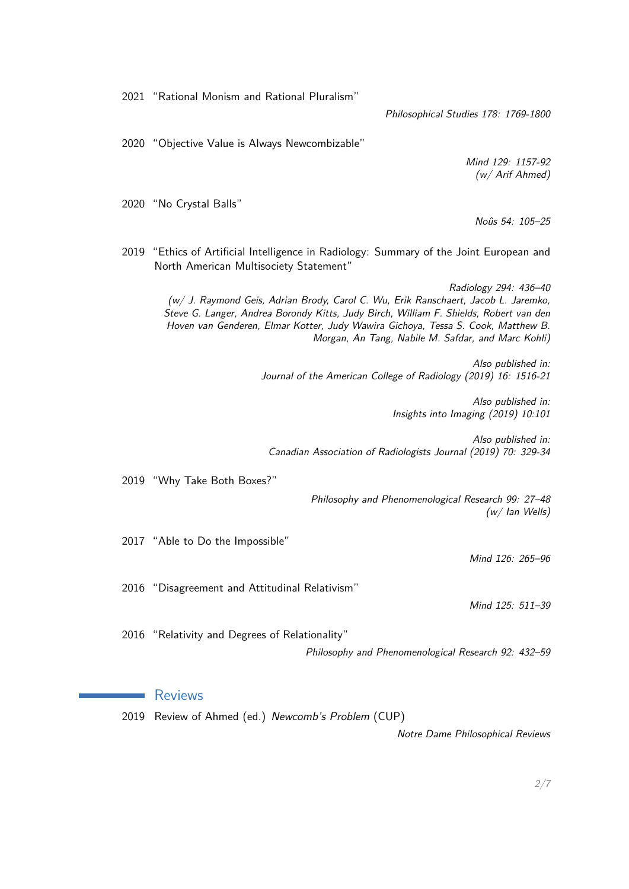2021 "Rational Monism and Rational Pluralism"

*Philosophical Studies 178: 1769-1800*

2020 "Objective Value is Always Newcombizable"

*Mind 129: 1157-92*
*(w/ Arif Ahmed)*

2020 "No Crystal Balls"

*Noûs 54: 105–25*

2019 "Ethics of Artificial Intelligence in Radiology: Summary of the Joint European and North American Multisociety Statement"

*Radiology 294: 436–40*
*(w/ J. Raymond Geis, Adrian Brody, Carol C. Wu, Erik Ranschaert, Jacob L. Jaremko, Steve G. Langer, Andrea Borondy Kitts, Judy Birch, William F. Shields, Robert van den Hoven van Genderen, Elmar Kotter, Judy Wawira Gichoya, Tessa S. Cook, Matthew B. Morgan, An Tang, Nabile M. Safdar, and Marc Kohli)*

*Also published in:*
*Journal of the American College of Radiology (2019) 16: 1516-21*

*Also published in:*
*Insights into Imaging (2019) 10:101*

*Also published in:*
*Canadian Association of Radiologists Journal (2019) 70: 329-34*

2019 "Why Take Both Boxes?"

*Philosophy and Phenomenological Research 99: 27–48*
*(w/ Ian Wells)*

2017 "Able to Do the Impossible"

*Mind 126: 265–96*

2016 "Disagreement and Attitudinal Relativism"

*Mind 125: 511–39*

2016 "Relativity and Degrees of Relationality"

*Philosophy and Phenomenological Research 92: 432–59*

## Reviews

2019 Review of Ahmed (ed.) *Newcomb's Problem* (CUP)

*Notre Dame Philosophical Reviews*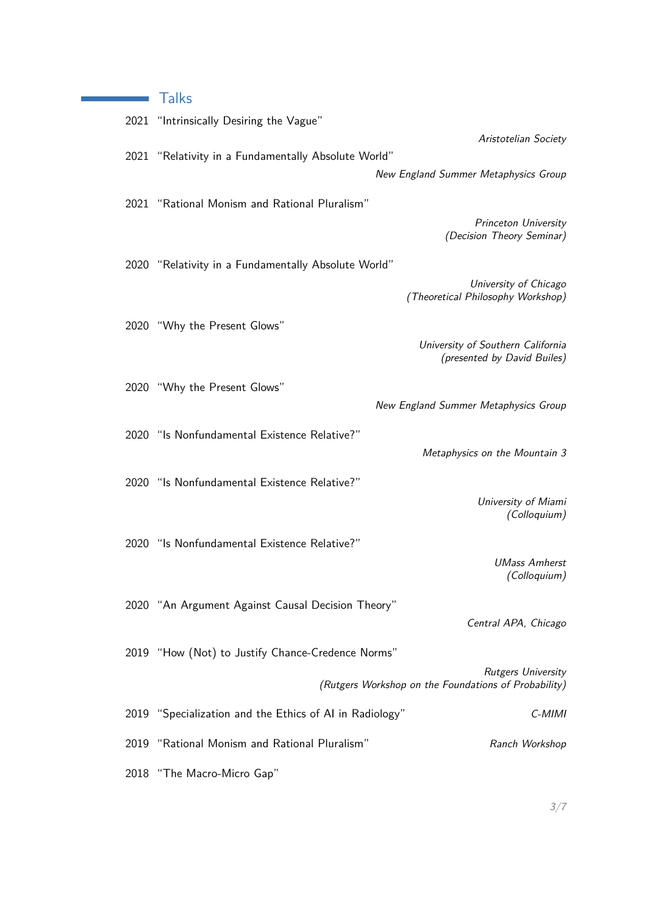## Talks

2021 "Intrinsically Desiring the Vague"
*Aristotelian Society*

2021 "Relativity in a Fundamentally Absolute World"
*New England Summer Metaphysics Group*

2021 "Rational Monism and Rational Pluralism"
*Princeton University (Decision Theory Seminar)*

2020 "Relativity in a Fundamentally Absolute World"
*University of Chicago (Theoretical Philosophy Workshop)*

2020 "Why the Present Glows"
*University of Southern California (presented by David Builes)*

2020 "Why the Present Glows"
*New England Summer Metaphysics Group*

2020 "Is Nonfundamental Existence Relative?"
*Metaphysics on the Mountain 3*

2020 "Is Nonfundamental Existence Relative?"
*University of Miami (Colloquium)*

2020 "Is Nonfundamental Existence Relative?"
*UMass Amherst (Colloquium)*

2020 "An Argument Against Causal Decision Theory"
*Central APA, Chicago*

2019 "How (Not) to Justify Chance-Credence Norms"
*Rutgers University (Rutgers Workshop on the Foundations of Probability)*

2019 "Specialization and the Ethics of AI in Radiology"
*C-MIMI*

2019 "Rational Monism and Rational Pluralism"
*Ranch Workshop*

2018 "The Macro-Micro Gap"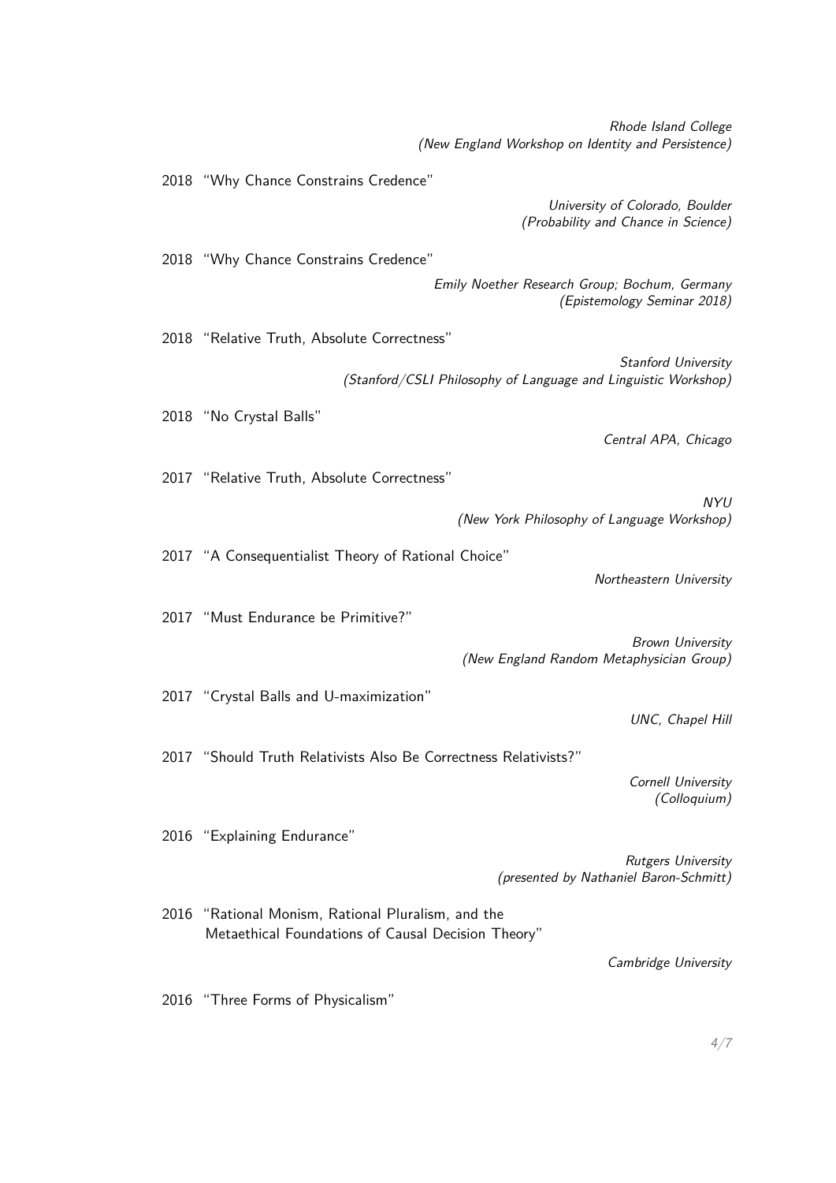*Rhode Island College*
*(New England Workshop on Identity and Persistence)*

2018 "Why Chance Constrains Credence"

*University of Colorado, Boulder*
*(Probability and Chance in Science)*

2018 "Why Chance Constrains Credence"

*Emily Noether Research Group; Bochum, Germany*
*(Epistemology Seminar 2018)*

2018 "Relative Truth, Absolute Correctness"

*Stanford University*
*(Stanford/CSLI Philosophy of Language and Linguistic Workshop)*

2018 "No Crystal Balls"

*Central APA, Chicago*

2017 "Relative Truth, Absolute Correctness"

*NYU*
*(New York Philosophy of Language Workshop)*

2017 "A Consequentialist Theory of Rational Choice"

*Northeastern University*

2017 "Must Endurance be Primitive?"

*Brown University*
*(New England Random Metaphysician Group)*

2017 "Crystal Balls and U-maximization"

*UNC, Chapel Hill*

2017 "Should Truth Relativists Also Be Correctness Relativists?"

*Cornell University*
*(Colloquium)*

2016 "Explaining Endurance"

*Rutgers University*
*(presented by Nathaniel Baron-Schmitt)*

2016 "Rational Monism, Rational Pluralism, and the Metaethical Foundations of Causal Decision Theory"

*Cambridge University*

2016 "Three Forms of Physicalism"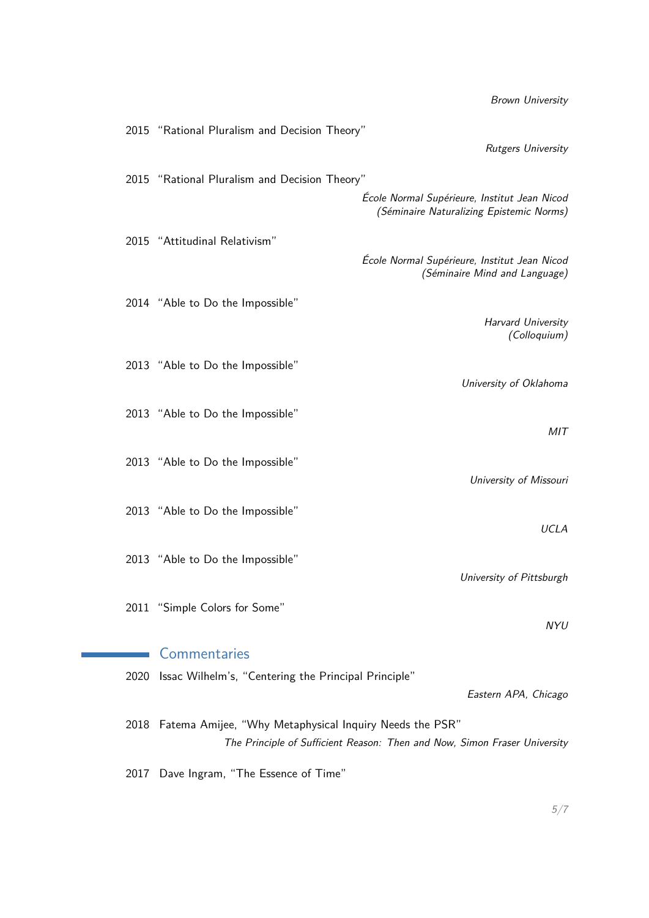*Brown University*

2015 "Rational Pluralism and Decision Theory"
*Rutgers University*

2015 "Rational Pluralism and Decision Theory"
*École Normal Supérieure, Institut Jean Nicod (Séminaire Naturalizing Epistemic Norms)*

2015 "Attitudinal Relativism"
*École Normal Supérieure, Institut Jean Nicod (Séminaire Mind and Language)*

2014 "Able to Do the Impossible"
*Harvard University (Colloquium)*

2013 "Able to Do the Impossible"
*University of Oklahoma*

2013 "Able to Do the Impossible"
*MIT*

2013 "Able to Do the Impossible"
*University of Missouri*

2013 "Able to Do the Impossible"
*UCLA*

2013 "Able to Do the Impossible"
*University of Pittsburgh*

2011 "Simple Colors for Some"
*NYU*

## Commentaries

2020 Issac Wilhelm's, "Centering the Principal Principle"
*Eastern APA, Chicago*

2018 Fatema Amijee, "Why Metaphysical Inquiry Needs the PSR"
*The Principle of Sufficient Reason: Then and Now, Simon Fraser University*

2017 Dave Ingram, "The Essence of Time"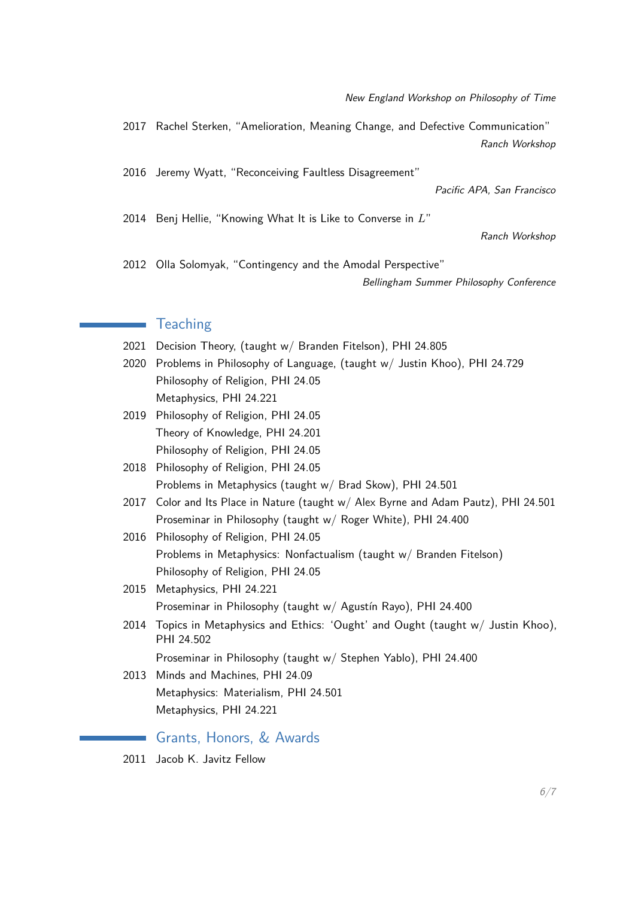*New England Workshop on Philosophy of Time*

2017 Rachel Sterken, "Amelioration, Meaning Change, and Defective Communication"
*Ranch Workshop*

2016 Jeremy Wyatt, "Reconceiving Faultless Disagreement"
*Pacific APA, San Francisco*

2014 Benj Hellie, "Knowing What It is Like to Converse in $L$"
*Ranch Workshop*

2012 Olla Solomyak, "Contingency and the Amodal Perspective"
*Bellingham Summer Philosophy Conference*

## Teaching

2021 Decision Theory, (taught w/ Branden Fitelson), PHI 24.805

2020 Problems in Philosophy of Language, (taught w/ Justin Khoo), PHI 24.729
Philosophy of Religion, PHI 24.05
Metaphysics, PHI 24.221

2019 Philosophy of Religion, PHI 24.05
Theory of Knowledge, PHI 24.201
Philosophy of Religion, PHI 24.05

2018 Philosophy of Religion, PHI 24.05
Problems in Metaphysics (taught w/ Brad Skow), PHI 24.501

2017 Color and Its Place in Nature (taught w/ Alex Byrne and Adam Pautz), PHI 24.501
Proseminar in Philosophy (taught w/ Roger White), PHI 24.400

2016 Philosophy of Religion, PHI 24.05
Problems in Metaphysics: Nonfactualism (taught w/ Branden Fitelson)
Philosophy of Religion, PHI 24.05

2015 Metaphysics, PHI 24.221
Proseminar in Philosophy (taught w/ Agustín Rayo), PHI 24.400

2014 Topics in Metaphysics and Ethics: 'Ought' and Ought (taught w/ Justin Khoo), PHI 24.502
Proseminar in Philosophy (taught w/ Stephen Yablo), PHI 24.400

2013 Minds and Machines, PHI 24.09
Metaphysics: Materialism, PHI 24.501
Metaphysics, PHI 24.221

## Grants, Honors, & Awards

2011 Jacob K. Javitz Fellow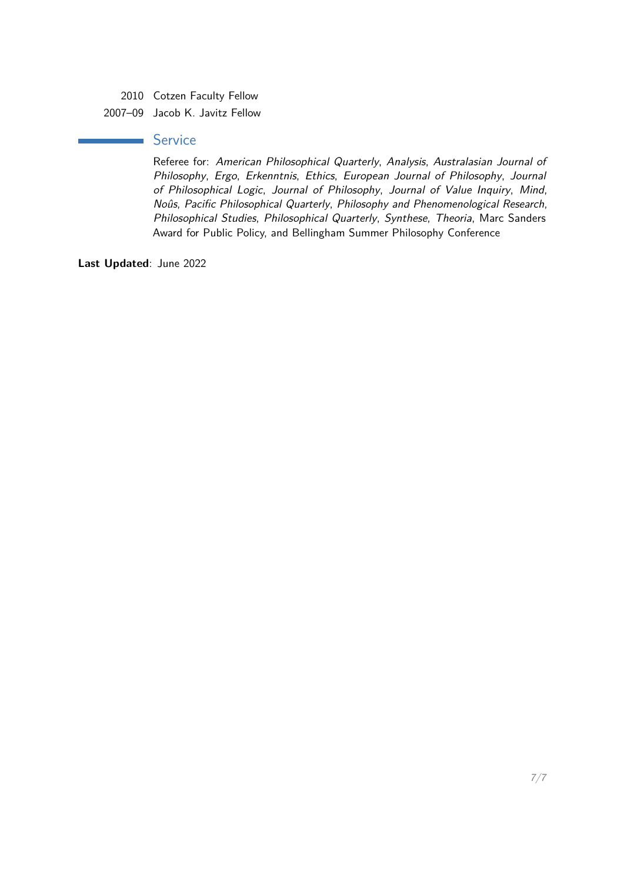2010 Cotzen Faculty Fellow

2007–09 Jacob K. Javitz Fellow

## Service

Referee for: *American Philosophical Quarterly*, *Analysis*, *Australasian Journal of Philosophy*, *Ergo*, *Erkenntnis*, *Ethics*, *European Journal of Philosophy*, *Journal of Philosophical Logic*, *Journal of Philosophy*, *Journal of Value Inquiry*, *Mind*, *Noûs*, *Pacific Philosophical Quarterly*, *Philosophy and Phenomenological Research*, *Philosophical Studies*, *Philosophical Quarterly*, *Synthese*, *Theoria*, Marc Sanders Award for Public Policy, and Bellingham Summer Philosophy Conference

**Last Updated**: June 2022